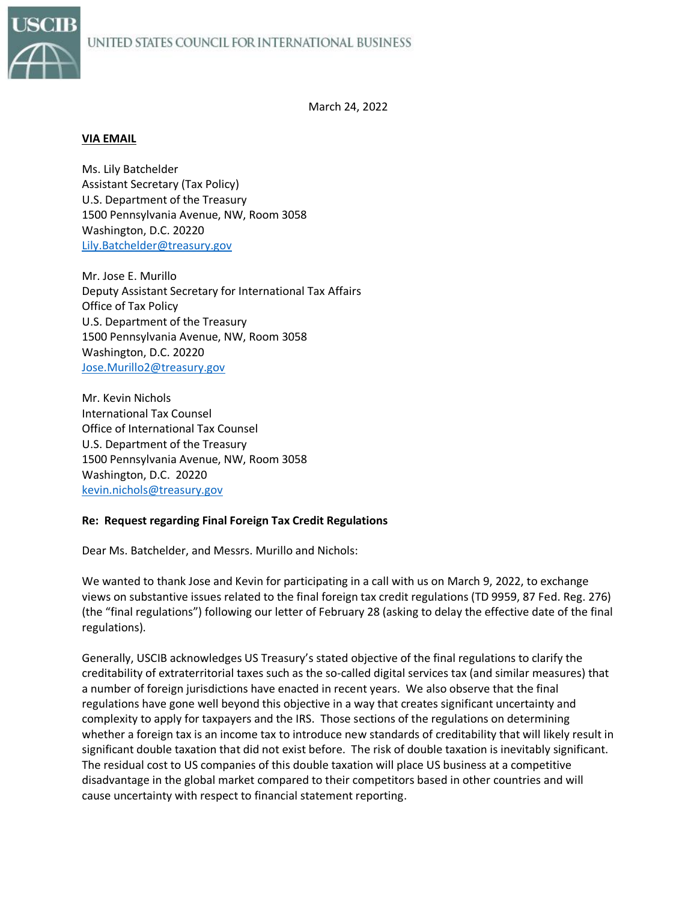UNITED STATES COUNCIL FOR INTERNATIONAL BUSINESS

March 24, 2022

**VIA EMAIL**

Ms. Lily Batchelder
Assistant Secretary (Tax Policy)
U.S. Department of the Treasury
1500 Pennsylvania Avenue, NW, Room 3058
Washington, D.C. 20220
Lily.Batchelder@treasury.gov

Mr. Jose E. Murillo
Deputy Assistant Secretary for International Tax Affairs
Office of Tax Policy
U.S. Department of the Treasury
1500 Pennsylvania Avenue, NW, Room 3058
Washington, D.C. 20220
Jose.Murillo2@treasury.gov

Mr. Kevin Nichols
International Tax Counsel
Office of International Tax Counsel
U.S. Department of the Treasury
1500 Pennsylvania Avenue, NW, Room 3058
Washington, D.C. 20220
kevin.nichols@treasury.gov

**Re: Request regarding Final Foreign Tax Credit Regulations**

Dear Ms. Batchelder, and Messrs. Murillo and Nichols:

We wanted to thank Jose and Kevin for participating in a call with us on March 9, 2022, to exchange views on substantive issues related to the final foreign tax credit regulations (TD 9959, 87 Fed. Reg. 276) (the "final regulations") following our letter of February 28 (asking to delay the effective date of the final regulations).

Generally, USCIB acknowledges US Treasury's stated objective of the final regulations to clarify the creditability of extraterritorial taxes such as the so-called digital services tax (and similar measures) that a number of foreign jurisdictions have enacted in recent years. We also observe that the final regulations have gone well beyond this objective in a way that creates significant uncertainty and complexity to apply for taxpayers and the IRS. Those sections of the regulations on determining whether a foreign tax is an income tax to introduce new standards of creditability that will likely result in significant double taxation that did not exist before. The risk of double taxation is inevitably significant. The residual cost to US companies of this double taxation will place US business at a competitive disadvantage in the global market compared to their competitors based in other countries and will cause uncertainty with respect to financial statement reporting.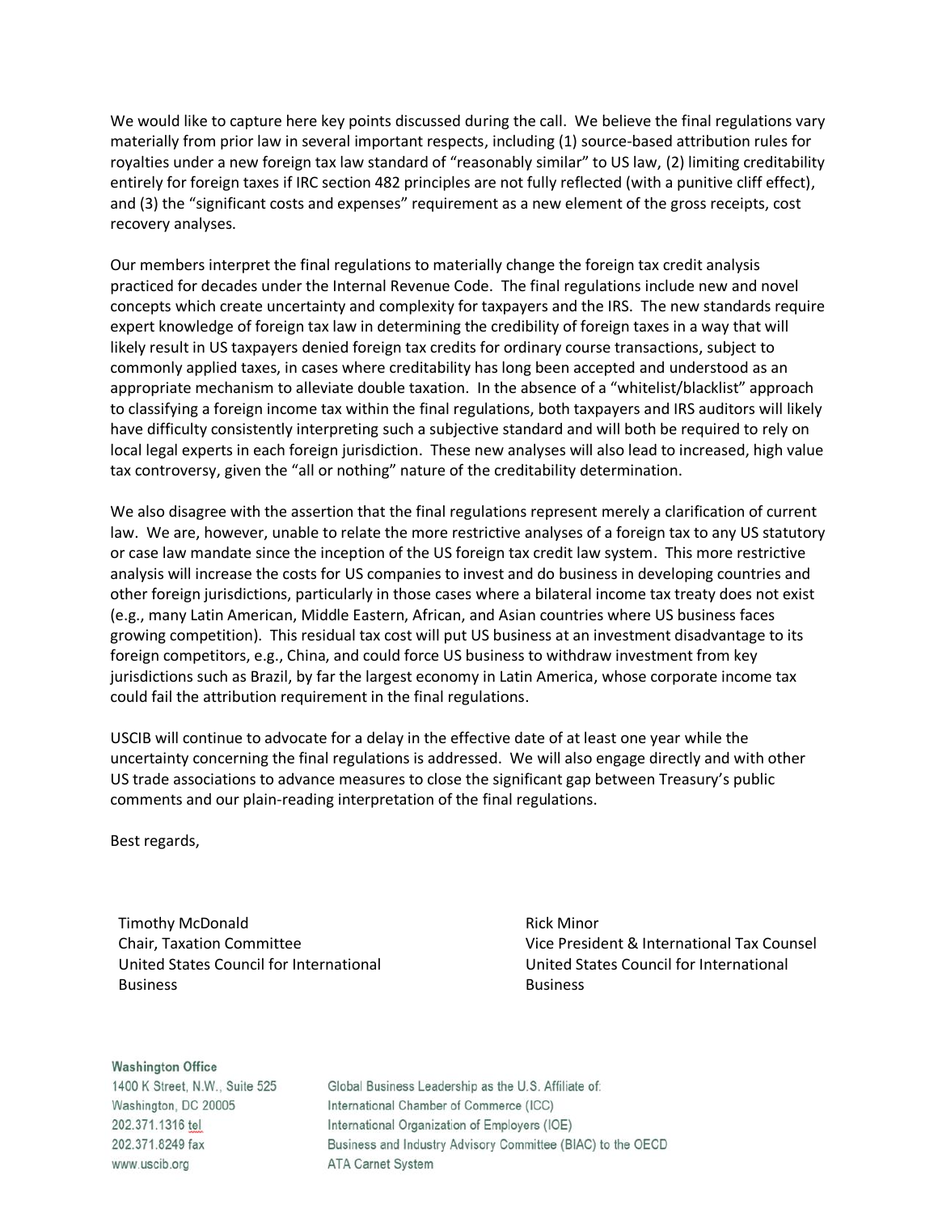We would like to capture here key points discussed during the call. We believe the final regulations vary materially from prior law in several important respects, including (1) source-based attribution rules for royalties under a new foreign tax law standard of "reasonably similar" to US law, (2) limiting creditability entirely for foreign taxes if IRC section 482 principles are not fully reflected (with a punitive cliff effect), and (3) the "significant costs and expenses" requirement as a new element of the gross receipts, cost recovery analyses.

Our members interpret the final regulations to materially change the foreign tax credit analysis practiced for decades under the Internal Revenue Code. The final regulations include new and novel concepts which create uncertainty and complexity for taxpayers and the IRS. The new standards require expert knowledge of foreign tax law in determining the credibility of foreign taxes in a way that will likely result in US taxpayers denied foreign tax credits for ordinary course transactions, subject to commonly applied taxes, in cases where creditability has long been accepted and understood as an appropriate mechanism to alleviate double taxation. In the absence of a "whitelist/blacklist" approach to classifying a foreign income tax within the final regulations, both taxpayers and IRS auditors will likely have difficulty consistently interpreting such a subjective standard and will both be required to rely on local legal experts in each foreign jurisdiction. These new analyses will also lead to increased, high value tax controversy, given the "all or nothing" nature of the creditability determination.

We also disagree with the assertion that the final regulations represent merely a clarification of current law. We are, however, unable to relate the more restrictive analyses of a foreign tax to any US statutory or case law mandate since the inception of the US foreign tax credit law system. This more restrictive analysis will increase the costs for US companies to invest and do business in developing countries and other foreign jurisdictions, particularly in those cases where a bilateral income tax treaty does not exist (e.g., many Latin American, Middle Eastern, African, and Asian countries where US business faces growing competition). This residual tax cost will put US business at an investment disadvantage to its foreign competitors, e.g., China, and could force US business to withdraw investment from key jurisdictions such as Brazil, by far the largest economy in Latin America, whose corporate income tax could fail the attribution requirement in the final regulations.

USCIB will continue to advocate for a delay in the effective date of at least one year while the uncertainty concerning the final regulations is addressed. We will also engage directly and with other US trade associations to advance measures to close the significant gap between Treasury's public comments and our plain-reading interpretation of the final regulations.

Best regards,

Timothy McDonald
Chair, Taxation Committee
United States Council for International Business

Rick Minor
Vice President & International Tax Counsel
United States Council for International Business

**Washington Office**
1400 K Street, N.W., Suite 525
Washington, DC 20005
202.371.1316 tel
202.371.8249 fax
www.uscib.org

Global Business Leadership as the U.S. Affiliate of:
International Chamber of Commerce (ICC)
International Organization of Employers (IOE)
Business and Industry Advisory Committee (BIAC) to the OECD
ATA Carnet System